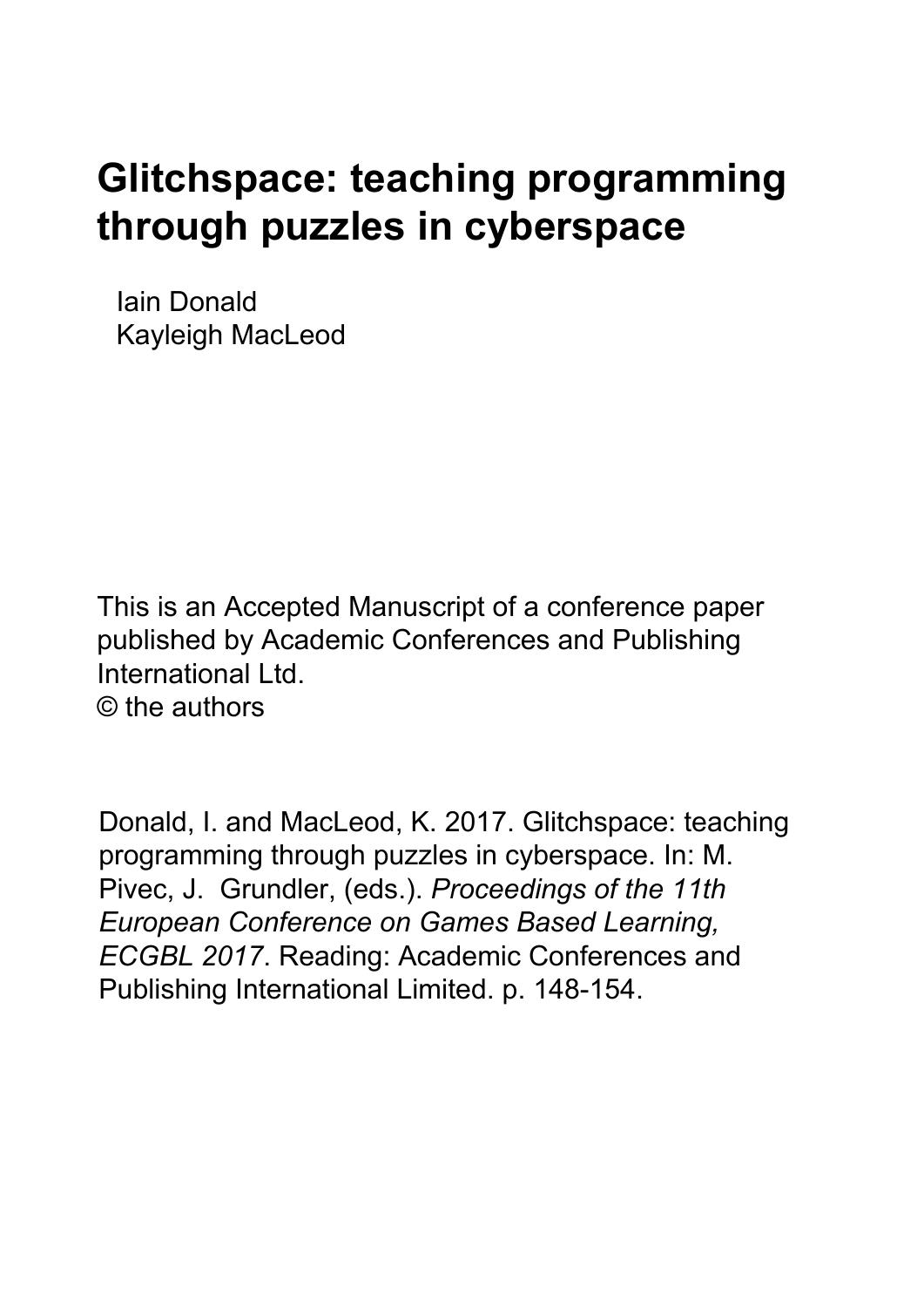# Glitchspace: teaching programming through puzzles in cyberspace

Iain Donald
Kayleigh MacLeod

This is an Accepted Manuscript of a conference paper published by Academic Conferences and Publishing International Ltd.
© the authors

Donald, I. and MacLeod, K. 2017. Glitchspace: teaching programming through puzzles in cyberspace. In: M. Pivec, J. Grundler, (eds.). *Proceedings of the 11th European Conference on Games Based Learning, ECGBL 2017*. Reading: Academic Conferences and Publishing International Limited. p. 148-154.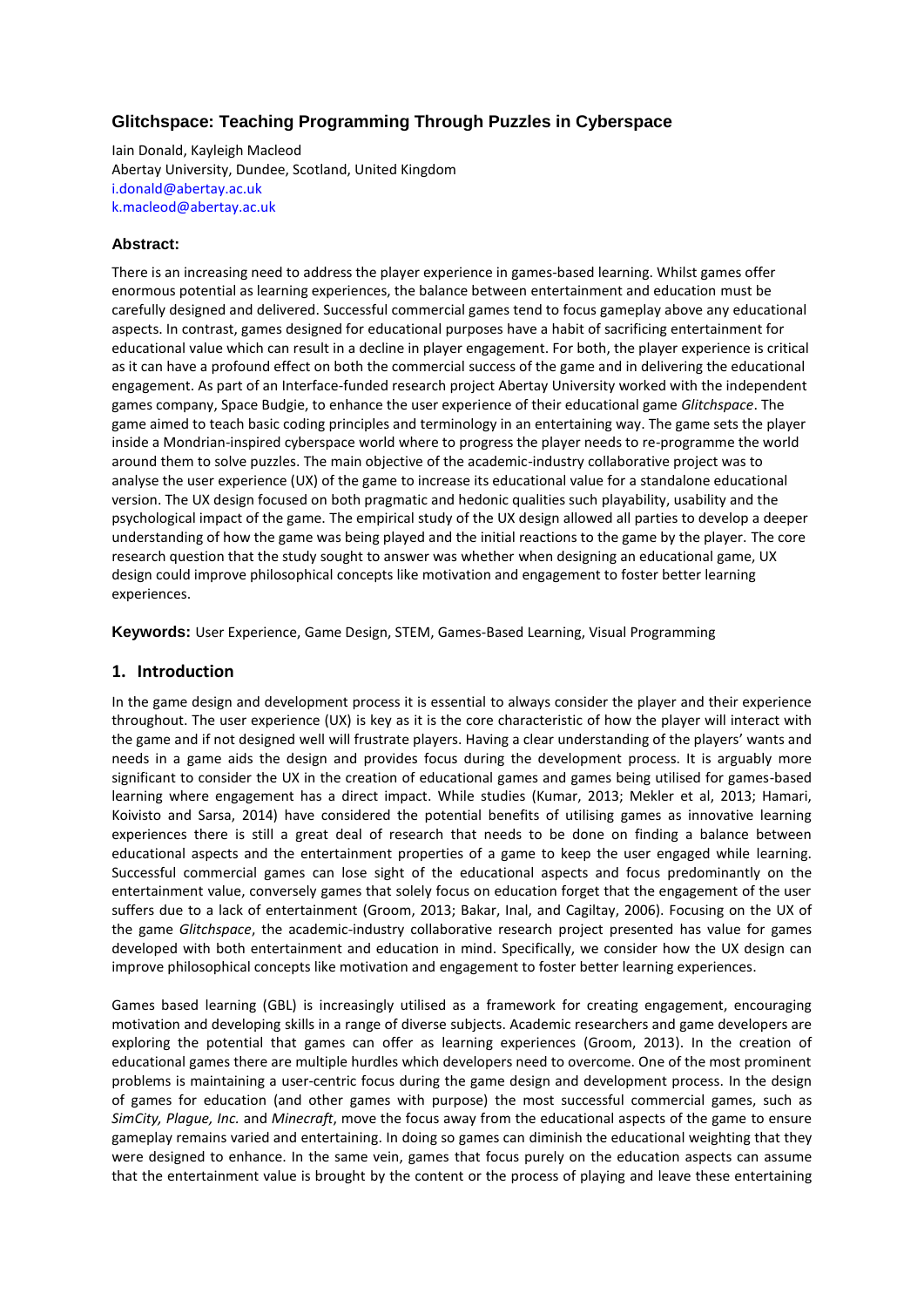# Glitchspace: Teaching Programming Through Puzzles in Cyberspace

Iain Donald, Kayleigh Macleod
Abertay University, Dundee, Scotland, United Kingdom
i.donald@abertay.ac.uk
k.macleod@abertay.ac.uk

### Abstract:

There is an increasing need to address the player experience in games-based learning. Whilst games offer enormous potential as learning experiences, the balance between entertainment and education must be carefully designed and delivered. Successful commercial games tend to focus gameplay above any educational aspects. In contrast, games designed for educational purposes have a habit of sacrificing entertainment for educational value which can result in a decline in player engagement. For both, the player experience is critical as it can have a profound effect on both the commercial success of the game and in delivering the educational engagement. As part of an Interface-funded research project Abertay University worked with the independent games company, Space Budgie, to enhance the user experience of their educational game *Glitchspace*. The game aimed to teach basic coding principles and terminology in an entertaining way. The game sets the player inside a Mondrian-inspired cyberspace world where to progress the player needs to re-programme the world around them to solve puzzles. The main objective of the academic-industry collaborative project was to analyse the user experience (UX) of the game to increase its educational value for a standalone educational version. The UX design focused on both pragmatic and hedonic qualities such playability, usability and the psychological impact of the game. The empirical study of the UX design allowed all parties to develop a deeper understanding of how the game was being played and the initial reactions to the game by the player. The core research question that the study sought to answer was whether when designing an educational game, UX design could improve philosophical concepts like motivation and engagement to foster better learning experiences.

**Keywords:** User Experience, Game Design, STEM, Games-Based Learning, Visual Programming

## 1. Introduction

In the game design and development process it is essential to always consider the player and their experience throughout. The user experience (UX) is key as it is the core characteristic of how the player will interact with the game and if not designed well will frustrate players. Having a clear understanding of the players' wants and needs in a game aids the design and provides focus during the development process. It is arguably more significant to consider the UX in the creation of educational games and games being utilised for games-based learning where engagement has a direct impact. While studies (Kumar, 2013; Mekler et al, 2013; Hamari, Koivisto and Sarsa, 2014) have considered the potential benefits of utilising games as innovative learning experiences there is still a great deal of research that needs to be done on finding a balance between educational aspects and the entertainment properties of a game to keep the user engaged while learning. Successful commercial games can lose sight of the educational aspects and focus predominantly on the entertainment value, conversely games that solely focus on education forget that the engagement of the user suffers due to a lack of entertainment (Groom, 2013; Bakar, Inal, and Cagiltay, 2006). Focusing on the UX of the game *Glitchspace*, the academic-industry collaborative research project presented has value for games developed with both entertainment and education in mind. Specifically, we consider how the UX design can improve philosophical concepts like motivation and engagement to foster better learning experiences.

Games based learning (GBL) is increasingly utilised as a framework for creating engagement, encouraging motivation and developing skills in a range of diverse subjects. Academic researchers and game developers are exploring the potential that games can offer as learning experiences (Groom, 2013). In the creation of educational games there are multiple hurdles which developers need to overcome. One of the most prominent problems is maintaining a user-centric focus during the game design and development process. In the design of games for education (and other games with purpose) the most successful commercial games, such as *SimCity, Plague, Inc.* and *Minecraft*, move the focus away from the educational aspects of the game to ensure gameplay remains varied and entertaining. In doing so games can diminish the educational weighting that they were designed to enhance. In the same vein, games that focus purely on the education aspects can assume that the entertainment value is brought by the content or the process of playing and leave these entertaining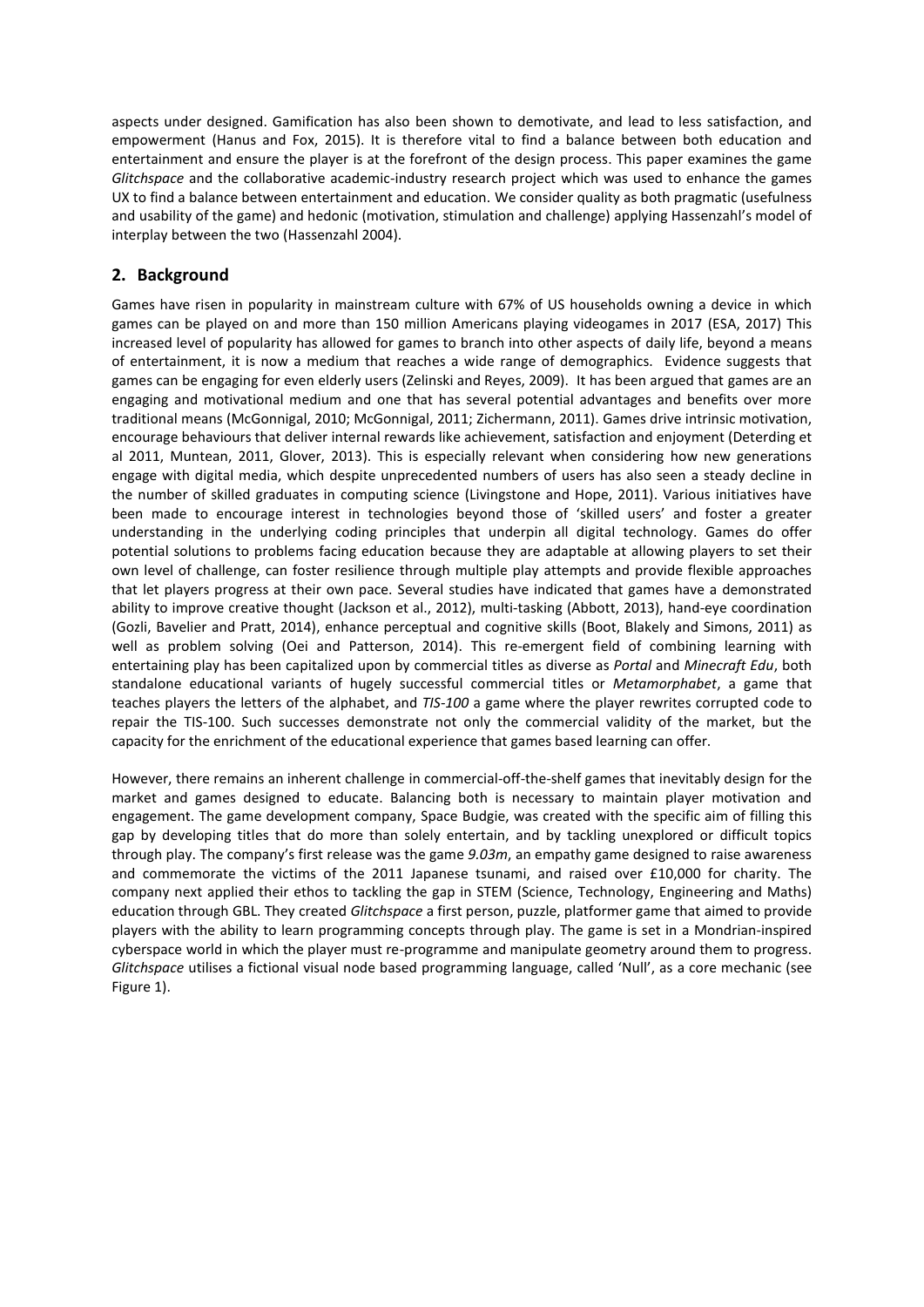aspects under designed. Gamification has also been shown to demotivate, and lead to less satisfaction, and empowerment (Hanus and Fox, 2015). It is therefore vital to find a balance between both education and entertainment and ensure the player is at the forefront of the design process. This paper examines the game *Glitchspace* and the collaborative academic-industry research project which was used to enhance the games UX to find a balance between entertainment and education. We consider quality as both pragmatic (usefulness and usability of the game) and hedonic (motivation, stimulation and challenge) applying Hassenzahl's model of interplay between the two (Hassenzahl 2004).

## 2. Background

Games have risen in popularity in mainstream culture with 67% of US households owning a device in which games can be played on and more than 150 million Americans playing videogames in 2017 (ESA, 2017) This increased level of popularity has allowed for games to branch into other aspects of daily life, beyond a means of entertainment, it is now a medium that reaches a wide range of demographics. Evidence suggests that games can be engaging for even elderly users (Zelinski and Reyes, 2009). It has been argued that games are an engaging and motivational medium and one that has several potential advantages and benefits over more traditional means (McGonnigal, 2010; McGonnigal, 2011; Zichermann, 2011). Games drive intrinsic motivation, encourage behaviours that deliver internal rewards like achievement, satisfaction and enjoyment (Deterding et al 2011, Muntean, 2011, Glover, 2013). This is especially relevant when considering how new generations engage with digital media, which despite unprecedented numbers of users has also seen a steady decline in the number of skilled graduates in computing science (Livingstone and Hope, 2011). Various initiatives have been made to encourage interest in technologies beyond those of 'skilled users' and foster a greater understanding in the underlying coding principles that underpin all digital technology. Games do offer potential solutions to problems facing education because they are adaptable at allowing players to set their own level of challenge, can foster resilience through multiple play attempts and provide flexible approaches that let players progress at their own pace. Several studies have indicated that games have a demonstrated ability to improve creative thought (Jackson et al., 2012), multi-tasking (Abbott, 2013), hand-eye coordination (Gozli, Bavelier and Pratt, 2014), enhance perceptual and cognitive skills (Boot, Blakely and Simons, 2011) as well as problem solving (Oei and Patterson, 2014). This re-emergent field of combining learning with entertaining play has been capitalized upon by commercial titles as diverse as *Portal* and *Minecraft Edu*, both standalone educational variants of hugely successful commercial titles or *Metamorphabet*, a game that teaches players the letters of the alphabet, and *TIS-100* a game where the player rewrites corrupted code to repair the TIS-100. Such successes demonstrate not only the commercial validity of the market, but the capacity for the enrichment of the educational experience that games based learning can offer.

However, there remains an inherent challenge in commercial-off-the-shelf games that inevitably design for the market and games designed to educate. Balancing both is necessary to maintain player motivation and engagement. The game development company, Space Budgie, was created with the specific aim of filling this gap by developing titles that do more than solely entertain, and by tackling unexplored or difficult topics through play. The company's first release was the game *9.03m*, an empathy game designed to raise awareness and commemorate the victims of the 2011 Japanese tsunami, and raised over £10,000 for charity. The company next applied their ethos to tackling the gap in STEM (Science, Technology, Engineering and Maths) education through GBL. They created *Glitchspace* a first person, puzzle, platformer game that aimed to provide players with the ability to learn programming concepts through play. The game is set in a Mondrian-inspired cyberspace world in which the player must re-programme and manipulate geometry around them to progress. *Glitchspace* utilises a fictional visual node based programming language, called 'Null', as a core mechanic (see Figure 1).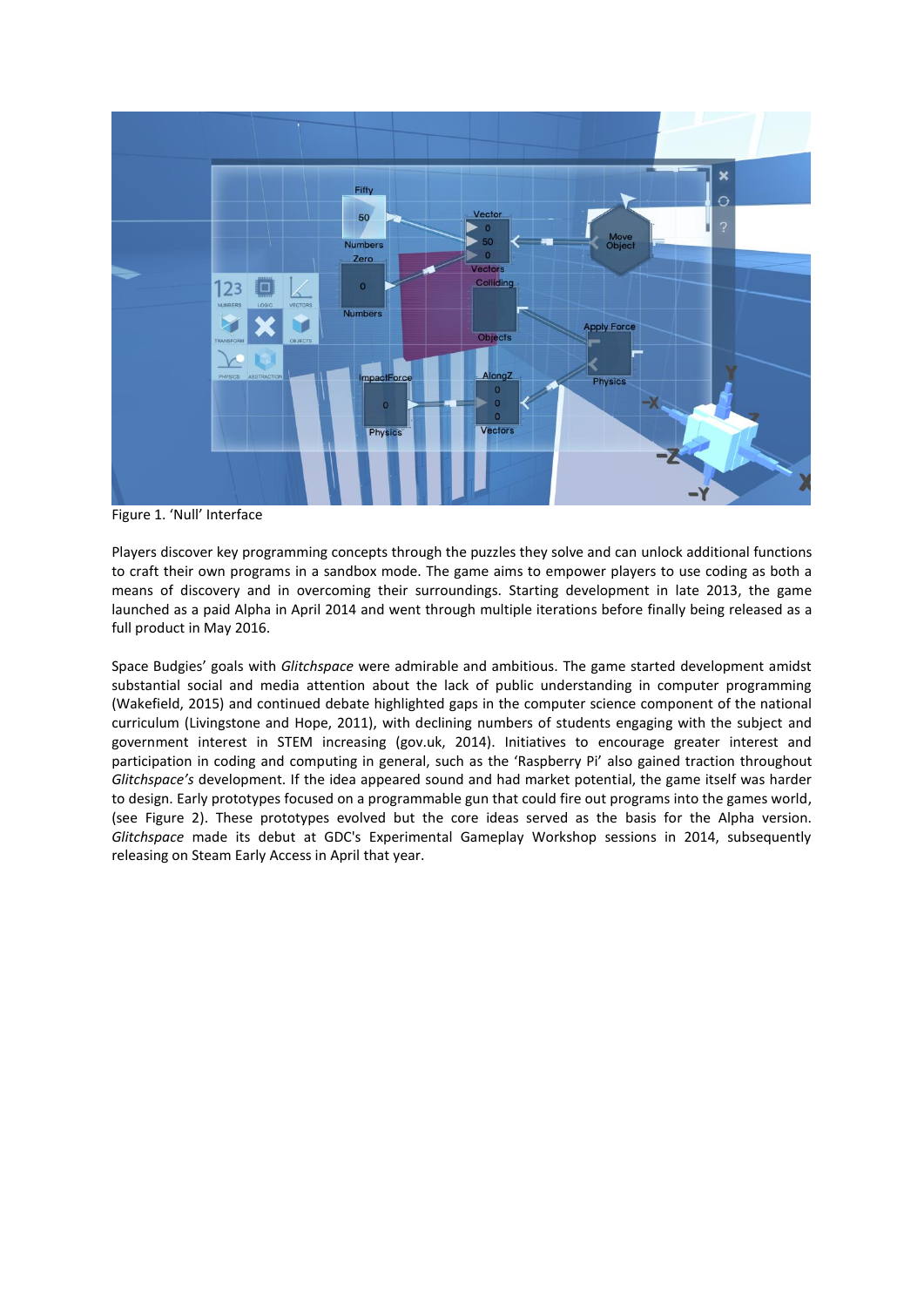Figure 1. 'Null' Interface

Players discover key programming concepts through the puzzles they solve and can unlock additional functions to craft their own programs in a sandbox mode. The game aims to empower players to use coding as both a means of discovery and in overcoming their surroundings. Starting development in late 2013, the game launched as a paid Alpha in April 2014 and went through multiple iterations before finally being released as a full product in May 2016.

Space Budgies' goals with *Glitchspace* were admirable and ambitious. The game started development amidst substantial social and media attention about the lack of public understanding in computer programming (Wakefield, 2015) and continued debate highlighted gaps in the computer science component of the national curriculum (Livingstone and Hope, 2011), with declining numbers of students engaging with the subject and government interest in STEM increasing (gov.uk, 2014). Initiatives to encourage greater interest and participation in coding and computing in general, such as the 'Raspberry Pi' also gained traction throughout *Glitchspace's* development. If the idea appeared sound and had market potential, the game itself was harder to design. Early prototypes focused on a programmable gun that could fire out programs into the games world, (see Figure 2). These prototypes evolved but the core ideas served as the basis for the Alpha version. *Glitchspace* made its debut at GDC's Experimental Gameplay Workshop sessions in 2014, subsequently releasing on Steam Early Access in April that year.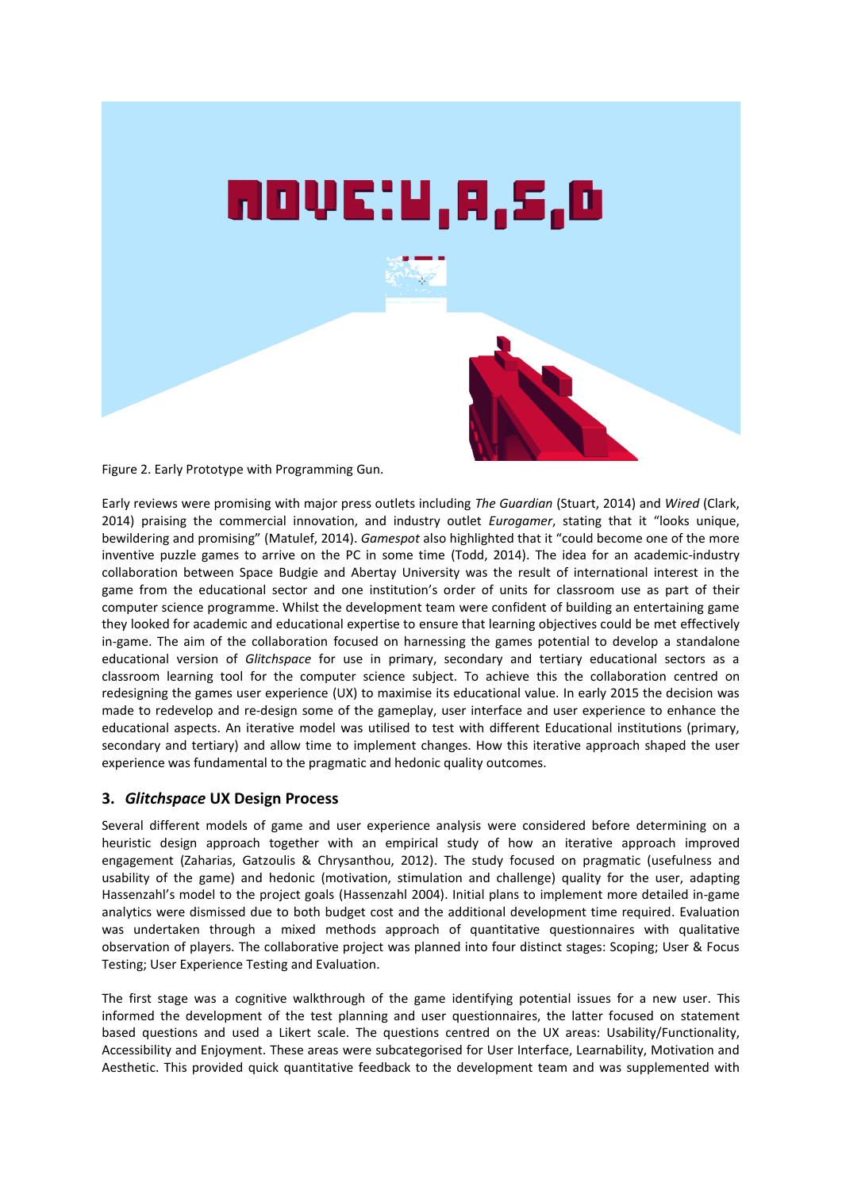Figure 2. Early Prototype with Programming Gun.

Early reviews were promising with major press outlets including *The Guardian* (Stuart, 2014) and *Wired* (Clark, 2014) praising the commercial innovation, and industry outlet *Eurogamer*, stating that it "looks unique, bewildering and promising" (Matulef, 2014). *Gamespot* also highlighted that it "could become one of the more inventive puzzle games to arrive on the PC in some time (Todd, 2014). The idea for an academic-industry collaboration between Space Budgie and Abertay University was the result of international interest in the game from the educational sector and one institution's order of units for classroom use as part of their computer science programme. Whilst the development team were confident of building an entertaining game they looked for academic and educational expertise to ensure that learning objectives could be met effectively in-game. The aim of the collaboration focused on harnessing the games potential to develop a standalone educational version of *Glitchspace* for use in primary, secondary and tertiary educational sectors as a classroom learning tool for the computer science subject. To achieve this the collaboration centred on redesigning the games user experience (UX) to maximise its educational value. In early 2015 the decision was made to redevelop and re-design some of the gameplay, user interface and user experience to enhance the educational aspects. An iterative model was utilised to test with different Educational institutions (primary, secondary and tertiary) and allow time to implement changes. How this iterative approach shaped the user experience was fundamental to the pragmatic and hedonic quality outcomes.

## 3. *Glitchspace* UX Design Process

Several different models of game and user experience analysis were considered before determining on a heuristic design approach together with an empirical study of how an iterative approach improved engagement (Zaharias, Gatzoulis & Chrysanthou, 2012). The study focused on pragmatic (usefulness and usability of the game) and hedonic (motivation, stimulation and challenge) quality for the user, adapting Hassenzahl's model to the project goals (Hassenzahl 2004). Initial plans to implement more detailed in-game analytics were dismissed due to both budget cost and the additional development time required. Evaluation was undertaken through a mixed methods approach of quantitative questionnaires with qualitative observation of players. The collaborative project was planned into four distinct stages: Scoping; User & Focus Testing; User Experience Testing and Evaluation.

The first stage was a cognitive walkthrough of the game identifying potential issues for a new user. This informed the development of the test planning and user questionnaires, the latter focused on statement based questions and used a Likert scale. The questions centred on the UX areas: Usability/Functionality, Accessibility and Enjoyment. These areas were subcategorised for User Interface, Learnability, Motivation and Aesthetic. This provided quick quantitative feedback to the development team and was supplemented with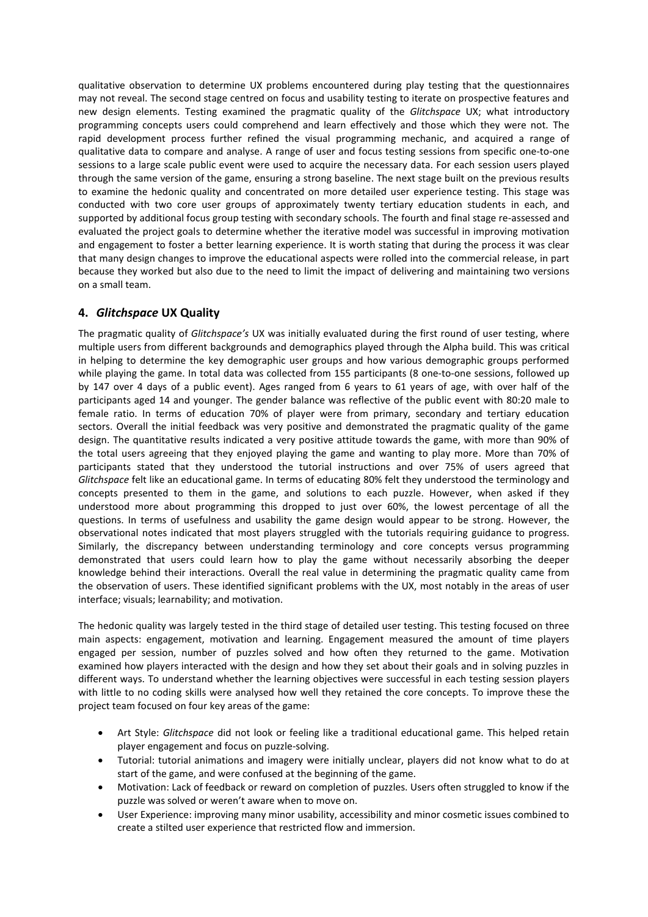qualitative observation to determine UX problems encountered during play testing that the questionnaires may not reveal. The second stage centred on focus and usability testing to iterate on prospective features and new design elements. Testing examined the pragmatic quality of the *Glitchspace* UX; what introductory programming concepts users could comprehend and learn effectively and those which they were not. The rapid development process further refined the visual programming mechanic, and acquired a range of qualitative data to compare and analyse. A range of user and focus testing sessions from specific one-to-one sessions to a large scale public event were used to acquire the necessary data. For each session users played through the same version of the game, ensuring a strong baseline. The next stage built on the previous results to examine the hedonic quality and concentrated on more detailed user experience testing. This stage was conducted with two core user groups of approximately twenty tertiary education students in each, and supported by additional focus group testing with secondary schools. The fourth and final stage re-assessed and evaluated the project goals to determine whether the iterative model was successful in improving motivation and engagement to foster a better learning experience. It is worth stating that during the process it was clear that many design changes to improve the educational aspects were rolled into the commercial release, in part because they worked but also due to the need to limit the impact of delivering and maintaining two versions on a small team.

## 4. *Glitchspace* UX Quality

The pragmatic quality of *Glitchspace's* UX was initially evaluated during the first round of user testing, where multiple users from different backgrounds and demographics played through the Alpha build. This was critical in helping to determine the key demographic user groups and how various demographic groups performed while playing the game. In total data was collected from 155 participants (8 one-to-one sessions, followed up by 147 over 4 days of a public event). Ages ranged from 6 years to 61 years of age, with over half of the participants aged 14 and younger. The gender balance was reflective of the public event with 80:20 male to female ratio. In terms of education 70% of player were from primary, secondary and tertiary education sectors. Overall the initial feedback was very positive and demonstrated the pragmatic quality of the game design. The quantitative results indicated a very positive attitude towards the game, with more than 90% of the total users agreeing that they enjoyed playing the game and wanting to play more. More than 70% of participants stated that they understood the tutorial instructions and over 75% of users agreed that *Glitchspace* felt like an educational game. In terms of educating 80% felt they understood the terminology and concepts presented to them in the game, and solutions to each puzzle. However, when asked if they understood more about programming this dropped to just over 60%, the lowest percentage of all the questions. In terms of usefulness and usability the game design would appear to be strong. However, the observational notes indicated that most players struggled with the tutorials requiring guidance to progress. Similarly, the discrepancy between understanding terminology and core concepts versus programming demonstrated that users could learn how to play the game without necessarily absorbing the deeper knowledge behind their interactions. Overall the real value in determining the pragmatic quality came from the observation of users. These identified significant problems with the UX, most notably in the areas of user interface; visuals; learnability; and motivation.

The hedonic quality was largely tested in the third stage of detailed user testing. This testing focused on three main aspects: engagement, motivation and learning. Engagement measured the amount of time players engaged per session, number of puzzles solved and how often they returned to the game. Motivation examined how players interacted with the design and how they set about their goals and in solving puzzles in different ways. To understand whether the learning objectives were successful in each testing session players with little to no coding skills were analysed how well they retained the core concepts. To improve these the project team focused on four key areas of the game:

- Art Style: *Glitchspace* did not look or feeling like a traditional educational game. This helped retain player engagement and focus on puzzle-solving.
- Tutorial: tutorial animations and imagery were initially unclear, players did not know what to do at start of the game, and were confused at the beginning of the game.
- Motivation: Lack of feedback or reward on completion of puzzles. Users often struggled to know if the puzzle was solved or weren't aware when to move on.
- User Experience: improving many minor usability, accessibility and minor cosmetic issues combined to create a stilted user experience that restricted flow and immersion.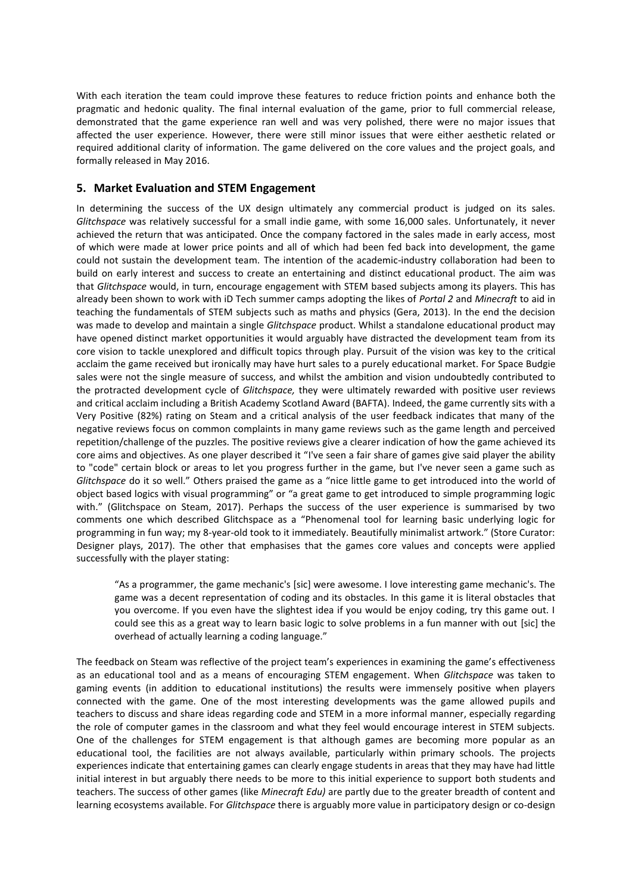With each iteration the team could improve these features to reduce friction points and enhance both the pragmatic and hedonic quality. The final internal evaluation of the game, prior to full commercial release, demonstrated that the game experience ran well and was very polished, there were no major issues that affected the user experience. However, there were still minor issues that were either aesthetic related or required additional clarity of information. The game delivered on the core values and the project goals, and formally released in May 2016.

## 5. Market Evaluation and STEM Engagement

In determining the success of the UX design ultimately any commercial product is judged on its sales. *Glitchspace* was relatively successful for a small indie game, with some 16,000 sales. Unfortunately, it never achieved the return that was anticipated. Once the company factored in the sales made in early access, most of which were made at lower price points and all of which had been fed back into development, the game could not sustain the development team. The intention of the academic-industry collaboration had been to build on early interest and success to create an entertaining and distinct educational product. The aim was that *Glitchspace* would, in turn, encourage engagement with STEM based subjects among its players. This has already been shown to work with iD Tech summer camps adopting the likes of *Portal 2* and *Minecraft* to aid in teaching the fundamentals of STEM subjects such as maths and physics (Gera, 2013). In the end the decision was made to develop and maintain a single *Glitchspace* product. Whilst a standalone educational product may have opened distinct market opportunities it would arguably have distracted the development team from its core vision to tackle unexplored and difficult topics through play. Pursuit of the vision was key to the critical acclaim the game received but ironically may have hurt sales to a purely educational market. For Space Budgie sales were not the single measure of success, and whilst the ambition and vision undoubtedly contributed to the protracted development cycle of *Glitchspace,* they were ultimately rewarded with positive user reviews and critical acclaim including a British Academy Scotland Award (BAFTA). Indeed, the game currently sits with a Very Positive (82%) rating on Steam and a critical analysis of the user feedback indicates that many of the negative reviews focus on common complaints in many game reviews such as the game length and perceived repetition/challenge of the puzzles. The positive reviews give a clearer indication of how the game achieved its core aims and objectives. As one player described it "I've seen a fair share of games give said player the ability to "code" certain block or areas to let you progress further in the game, but I've never seen a game such as *Glitchspace* do it so well." Others praised the game as a "nice little game to get introduced into the world of object based logics with visual programming" or "a great game to get introduced to simple programming logic with." (Glitchspace on Steam, 2017). Perhaps the success of the user experience is summarised by two comments one which described Glitchspace as a "Phenomenal tool for learning basic underlying logic for programming in fun way; my 8-year-old took to it immediately. Beautifully minimalist artwork." (Store Curator: Designer plays, 2017). The other that emphasises that the games core values and concepts were applied successfully with the player stating:

> "As a programmer, the game mechanic's [sic] were awesome. I love interesting game mechanic's. The game was a decent representation of coding and its obstacles. In this game it is literal obstacles that you overcome. If you even have the slightest idea if you would be enjoy coding, try this game out. I could see this as a great way to learn basic logic to solve problems in a fun manner with out [sic] the overhead of actually learning a coding language."

The feedback on Steam was reflective of the project team's experiences in examining the game's effectiveness as an educational tool and as a means of encouraging STEM engagement. When *Glitchspace* was taken to gaming events (in addition to educational institutions) the results were immensely positive when players connected with the game. One of the most interesting developments was the game allowed pupils and teachers to discuss and share ideas regarding code and STEM in a more informal manner, especially regarding the role of computer games in the classroom and what they feel would encourage interest in STEM subjects. One of the challenges for STEM engagement is that although games are becoming more popular as an educational tool, the facilities are not always available, particularly within primary schools. The projects experiences indicate that entertaining games can clearly engage students in areas that they may have had little initial interest in but arguably there needs to be more to this initial experience to support both students and teachers. The success of other games (like *Minecraft Edu)* are partly due to the greater breadth of content and learning ecosystems available. For *Glitchspace* there is arguably more value in participatory design or co-design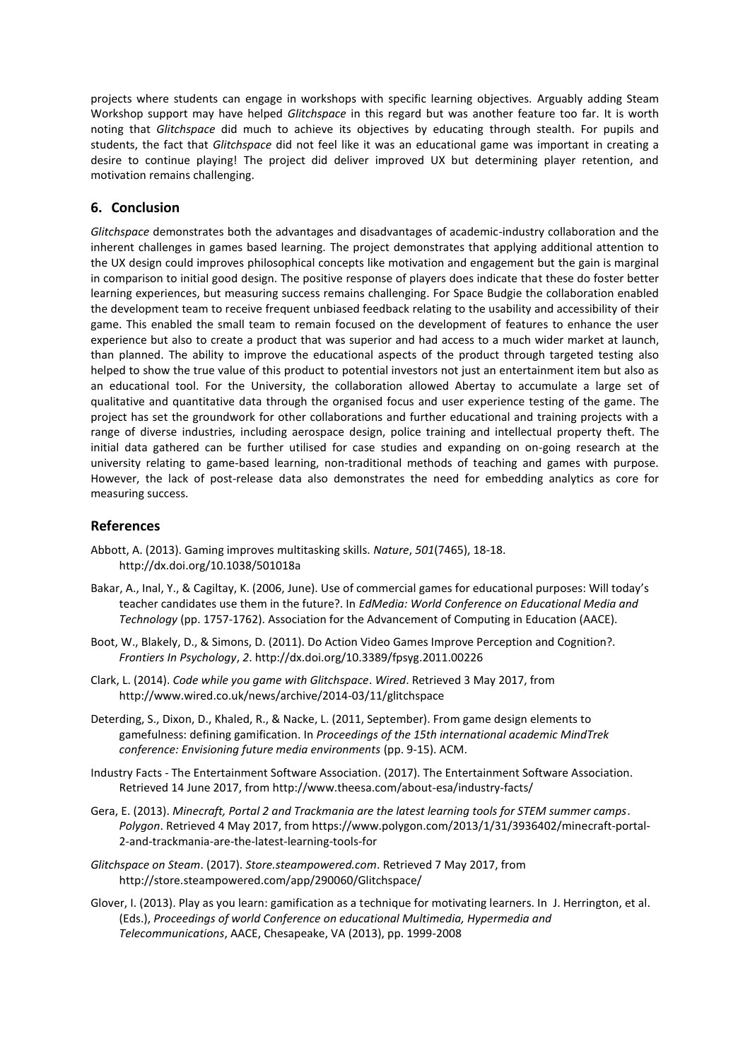projects where students can engage in workshops with specific learning objectives. Arguably adding Steam Workshop support may have helped *Glitchspace* in this regard but was another feature too far. It is worth noting that *Glitchspace* did much to achieve its objectives by educating through stealth. For pupils and students, the fact that *Glitchspace* did not feel like it was an educational game was important in creating a desire to continue playing! The project did deliver improved UX but determining player retention, and motivation remains challenging.

## 6. Conclusion

*Glitchspace* demonstrates both the advantages and disadvantages of academic-industry collaboration and the inherent challenges in games based learning. The project demonstrates that applying additional attention to the UX design could improves philosophical concepts like motivation and engagement but the gain is marginal in comparison to initial good design. The positive response of players does indicate that these do foster better learning experiences, but measuring success remains challenging. For Space Budgie the collaboration enabled the development team to receive frequent unbiased feedback relating to the usability and accessibility of their game. This enabled the small team to remain focused on the development of features to enhance the user experience but also to create a product that was superior and had access to a much wider market at launch, than planned. The ability to improve the educational aspects of the product through targeted testing also helped to show the true value of this product to potential investors not just an entertainment item but also as an educational tool. For the University, the collaboration allowed Abertay to accumulate a large set of qualitative and quantitative data through the organised focus and user experience testing of the game. The project has set the groundwork for other collaborations and further educational and training projects with a range of diverse industries, including aerospace design, police training and intellectual property theft. The initial data gathered can be further utilised for case studies and expanding on on-going research at the university relating to game-based learning, non-traditional methods of teaching and games with purpose. However, the lack of post-release data also demonstrates the need for embedding analytics as core for measuring success.

## References

Abbott, A. (2013). Gaming improves multitasking skills. *Nature*, *501*(7465), 18-18. http://dx.doi.org/10.1038/501018a

Bakar, A., Inal, Y., & Cagiltay, K. (2006, June). Use of commercial games for educational purposes: Will today's teacher candidates use them in the future?. In *EdMedia: World Conference on Educational Media and Technology* (pp. 1757-1762). Association for the Advancement of Computing in Education (AACE).

Boot, W., Blakely, D., & Simons, D. (2011). Do Action Video Games Improve Perception and Cognition?. *Frontiers In Psychology*, *2*. http://dx.doi.org/10.3389/fpsyg.2011.00226

Clark, L. (2014). *Code while you game with Glitchspace*. *Wired*. Retrieved 3 May 2017, from http://www.wired.co.uk/news/archive/2014-03/11/glitchspace

Deterding, S., Dixon, D., Khaled, R., & Nacke, L. (2011, September). From game design elements to gamefulness: defining gamification. In *Proceedings of the 15th international academic MindTrek conference: Envisioning future media environments* (pp. 9-15). ACM.

Industry Facts - The Entertainment Software Association. (2017). The Entertainment Software Association. Retrieved 14 June 2017, from http://www.theesa.com/about-esa/industry-facts/

Gera, E. (2013). *Minecraft, Portal 2 and Trackmania are the latest learning tools for STEM summer camps*. *Polygon*. Retrieved 4 May 2017, from https://www.polygon.com/2013/1/31/3936402/minecraft-portal-2-and-trackmania-are-the-latest-learning-tools-for

*Glitchspace on Steam*. (2017). *Store.steampowered.com*. Retrieved 7 May 2017, from http://store.steampowered.com/app/290060/Glitchspace/

Glover, I. (2013). Play as you learn: gamification as a technique for motivating learners. In J. Herrington, et al. (Eds.), *Proceedings of world Conference on educational Multimedia, Hypermedia and Telecommunications*, AACE, Chesapeake, VA (2013), pp. 1999-2008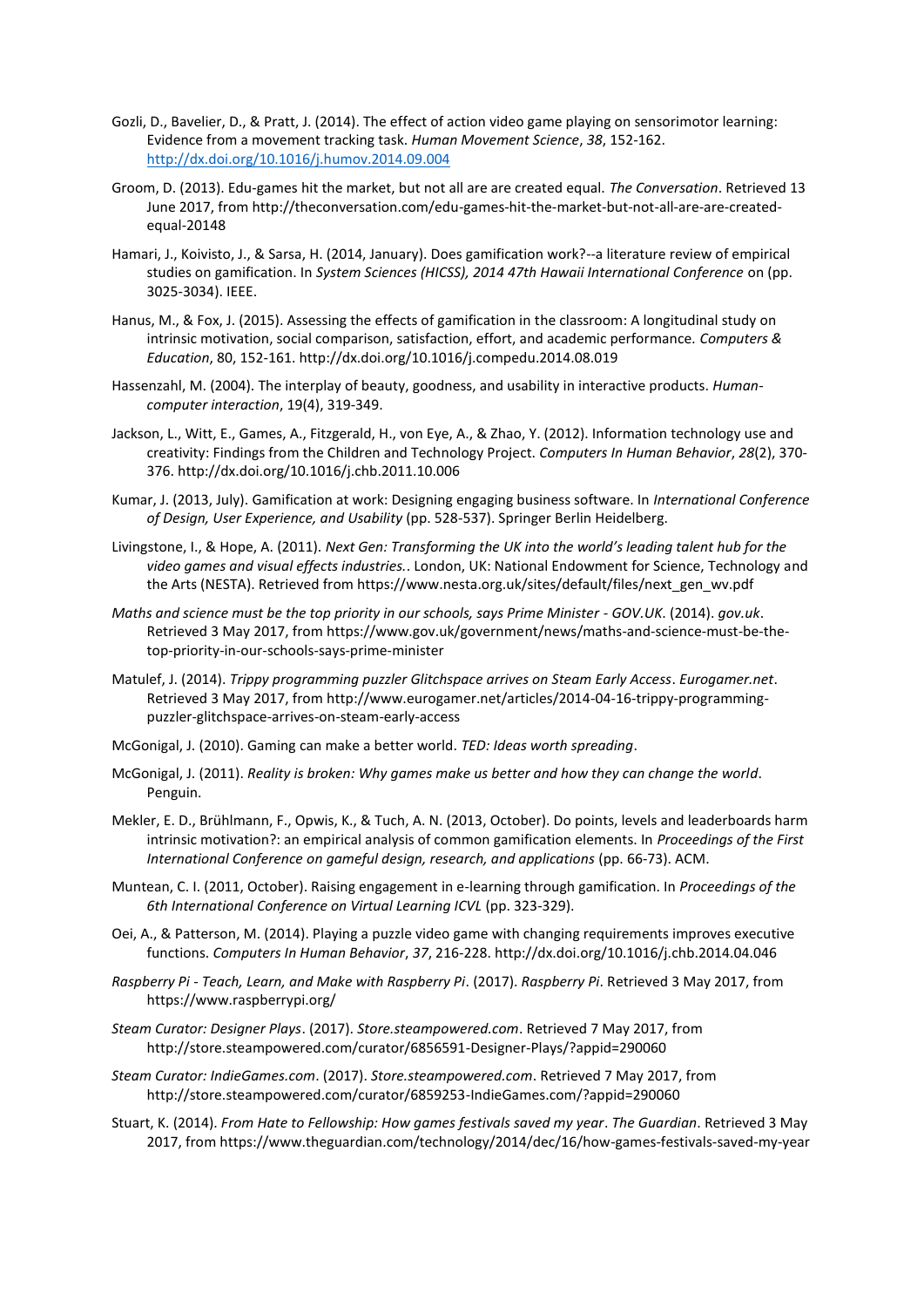Gozli, D., Bavelier, D., & Pratt, J. (2014). The effect of action video game playing on sensorimotor learning: Evidence from a movement tracking task. *Human Movement Science*, *38*, 152-162. http://dx.doi.org/10.1016/j.humov.2014.09.004

Groom, D. (2013). Edu-games hit the market, but not all are are created equal. *The Conversation*. Retrieved 13 June 2017, from http://theconversation.com/edu-games-hit-the-market-but-not-all-are-are-created-equal-20148

Hamari, J., Koivisto, J., & Sarsa, H. (2014, January). Does gamification work?--a literature review of empirical studies on gamification. In *System Sciences (HICSS), 2014 47th Hawaii International Conference* on (pp. 3025-3034). IEEE.

Hanus, M., & Fox, J. (2015). Assessing the effects of gamification in the classroom: A longitudinal study on intrinsic motivation, social comparison, satisfaction, effort, and academic performance. *Computers & Education*, 80, 152-161. http://dx.doi.org/10.1016/j.compedu.2014.08.019

Hassenzahl, M. (2004). The interplay of beauty, goodness, and usability in interactive products. *Human-computer interaction*, 19(4), 319-349.

Jackson, L., Witt, E., Games, A., Fitzgerald, H., von Eye, A., & Zhao, Y. (2012). Information technology use and creativity: Findings from the Children and Technology Project. *Computers In Human Behavior*, *28*(2), 370-376. http://dx.doi.org/10.1016/j.chb.2011.10.006

Kumar, J. (2013, July). Gamification at work: Designing engaging business software. In *International Conference of Design, User Experience, and Usability* (pp. 528-537). Springer Berlin Heidelberg.

Livingstone, I., & Hope, A. (2011). *Next Gen: Transforming the UK into the world's leading talent hub for the video games and visual effects industries.*. London, UK: National Endowment for Science, Technology and the Arts (NESTA). Retrieved from https://www.nesta.org.uk/sites/default/files/next_gen_wv.pdf

*Maths and science must be the top priority in our schools, says Prime Minister - GOV.UK*. (2014). *gov.uk*. Retrieved 3 May 2017, from https://www.gov.uk/government/news/maths-and-science-must-be-the-top-priority-in-our-schools-says-prime-minister

Matulef, J. (2014). *Trippy programming puzzler Glitchspace arrives on Steam Early Access*. *Eurogamer.net*. Retrieved 3 May 2017, from http://www.eurogamer.net/articles/2014-04-16-trippy-programming-puzzler-glitchspace-arrives-on-steam-early-access

McGonigal, J. (2010). Gaming can make a better world. *TED: Ideas worth spreading*.

McGonigal, J. (2011). *Reality is broken: Why games make us better and how they can change the world*. Penguin.

Mekler, E. D., Brühlmann, F., Opwis, K., & Tuch, A. N. (2013, October). Do points, levels and leaderboards harm intrinsic motivation?: an empirical analysis of common gamification elements. In *Proceedings of the First International Conference on gameful design, research, and applications* (pp. 66-73). ACM.

Muntean, C. I. (2011, October). Raising engagement in e-learning through gamification. In *Proceedings of the 6th International Conference on Virtual Learning ICVL* (pp. 323-329).

Oei, A., & Patterson, M. (2014). Playing a puzzle video game with changing requirements improves executive functions. *Computers In Human Behavior*, *37*, 216-228. http://dx.doi.org/10.1016/j.chb.2014.04.046

*Raspberry Pi - Teach, Learn, and Make with Raspberry Pi*. (2017). *Raspberry Pi*. Retrieved 3 May 2017, from https://www.raspberrypi.org/

*Steam Curator: Designer Plays*. (2017). *Store.steampowered.com*. Retrieved 7 May 2017, from http://store.steampowered.com/curator/6856591-Designer-Plays/?appid=290060

*Steam Curator: IndieGames.com*. (2017). *Store.steampowered.com*. Retrieved 7 May 2017, from http://store.steampowered.com/curator/6859253-IndieGames.com/?appid=290060

Stuart, K. (2014). *From Hate to Fellowship: How games festivals saved my year*. *The Guardian*. Retrieved 3 May 2017, from https://www.theguardian.com/technology/2014/dec/16/how-games-festivals-saved-my-year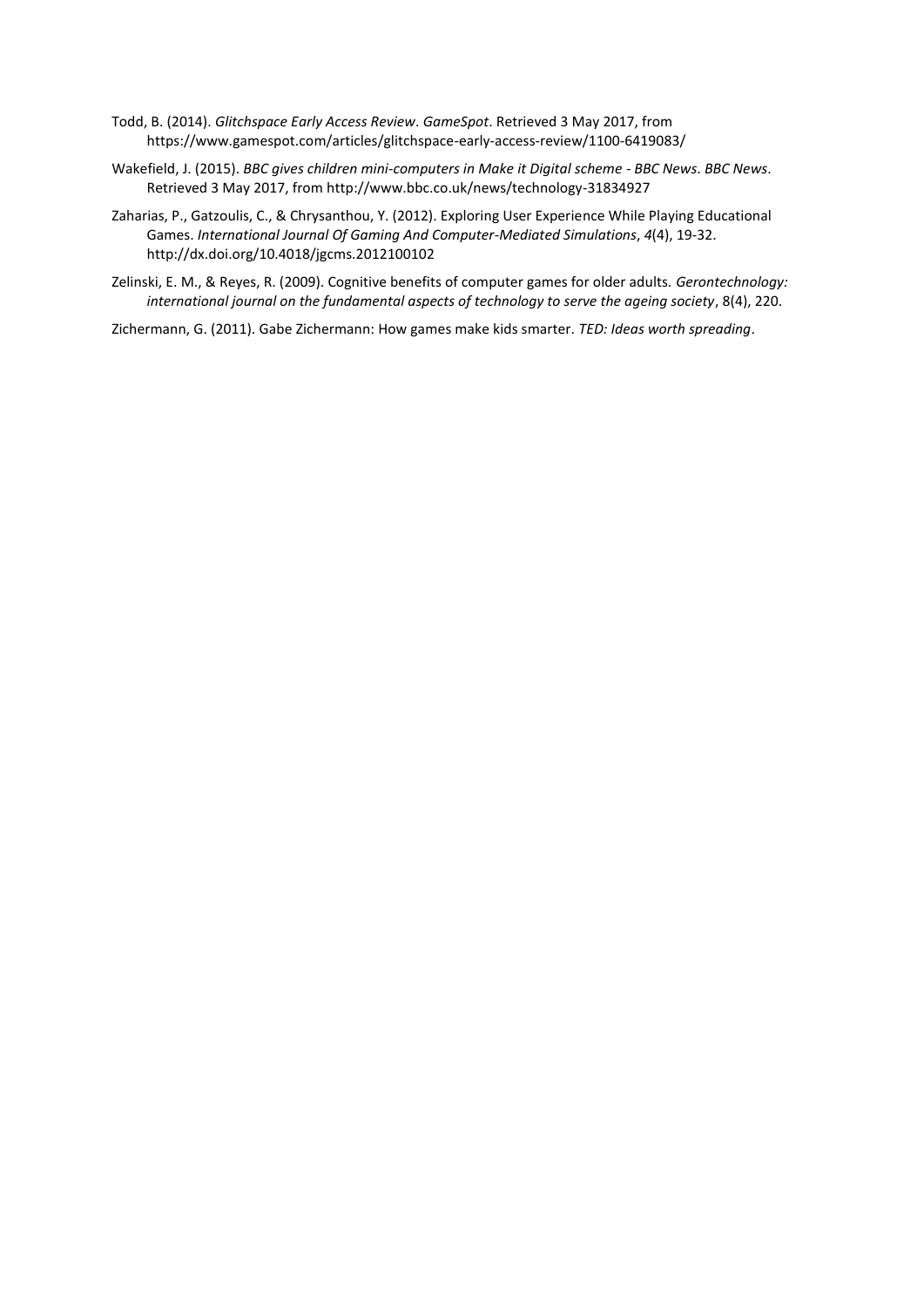Todd, B. (2014). *Glitchspace Early Access Review*. *GameSpot*. Retrieved 3 May 2017, from https://www.gamespot.com/articles/glitchspace-early-access-review/1100-6419083/

Wakefield, J. (2015). *BBC gives children mini-computers in Make it Digital scheme - BBC News*. *BBC News*. Retrieved 3 May 2017, from http://www.bbc.co.uk/news/technology-31834927

Zaharias, P., Gatzoulis, C., & Chrysanthou, Y. (2012). Exploring User Experience While Playing Educational Games. *International Journal Of Gaming And Computer-Mediated Simulations*, *4*(4), 19-32. http://dx.doi.org/10.4018/jgcms.2012100102

Zelinski, E. M., & Reyes, R. (2009). Cognitive benefits of computer games for older adults. *Gerontechnology: international journal on the fundamental aspects of technology to serve the ageing society*, 8(4), 220.

Zichermann, G. (2011). Gabe Zichermann: How games make kids smarter. *TED: Ideas worth spreading*.